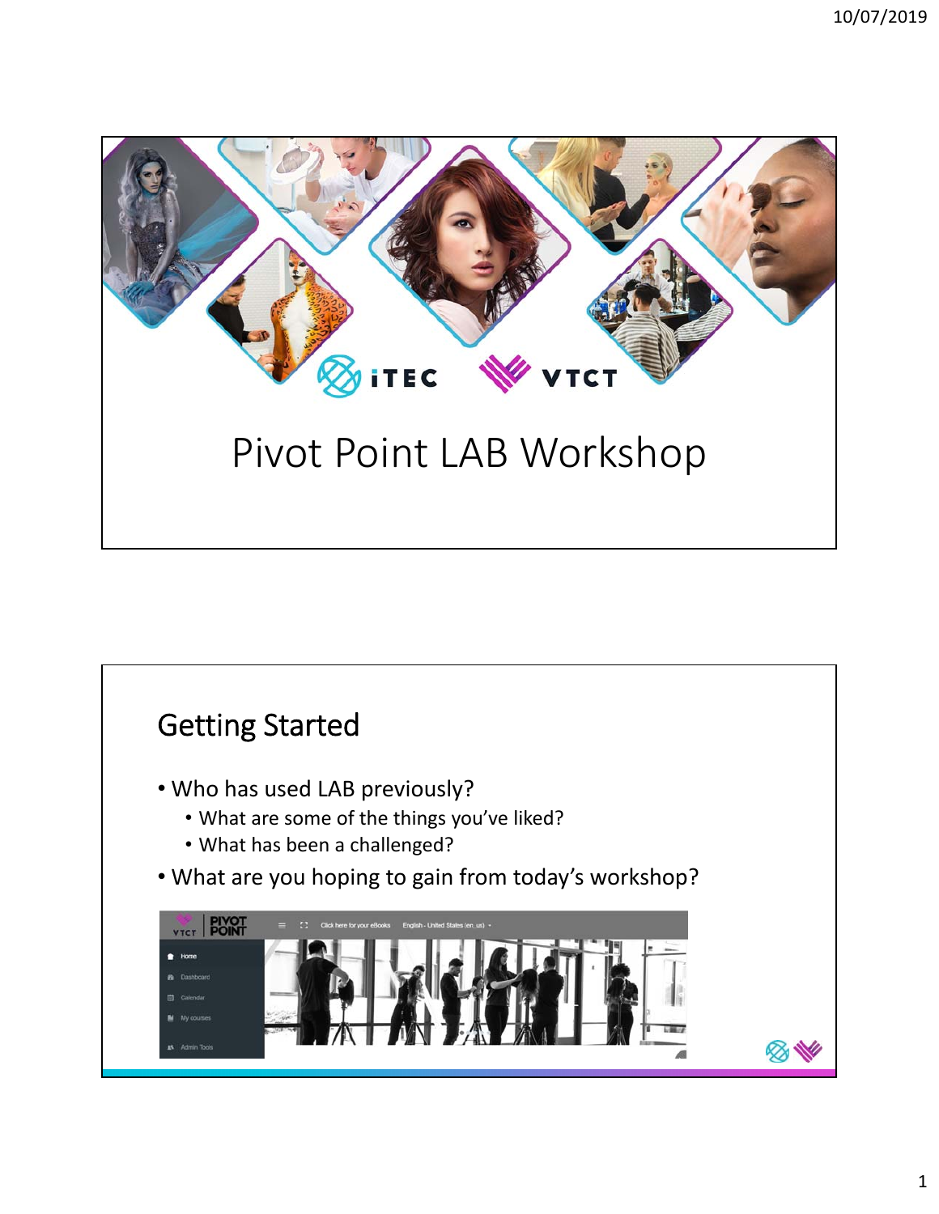# Pivot Point LAB Workshop

## Getting Started

- Who has used LAB previously?
  - What are some of the things you've liked?
  - What has been a challenged?
- What are you hoping to gain from today's workshop?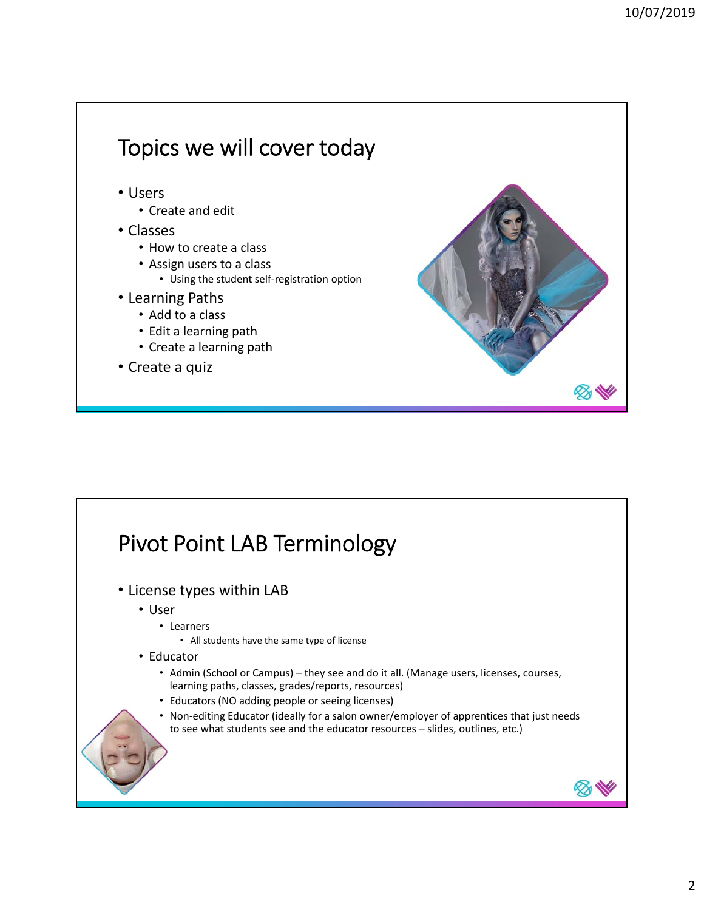## Topics we will cover today

- Users
  - Create and edit
- Classes
  - How to create a class
  - Assign users to a class
    - Using the student self-registration option
- Learning Paths
  - Add to a class
  - Edit a learning path
  - Create a learning path
- Create a quiz

## Pivot Point LAB Terminology

- License types within LAB
  - User
    - Learners
      - All students have the same type of license
  - Educator
    - Admin (School or Campus) – they see and do it all. (Manage users, licenses, courses, learning paths, classes, grades/reports, resources)
    - Educators (NO adding people or seeing licenses)
    - Non-editing Educator (ideally for a salon owner/employer of apprentices that just needs to see what students see and the educator resources – slides, outlines, etc.)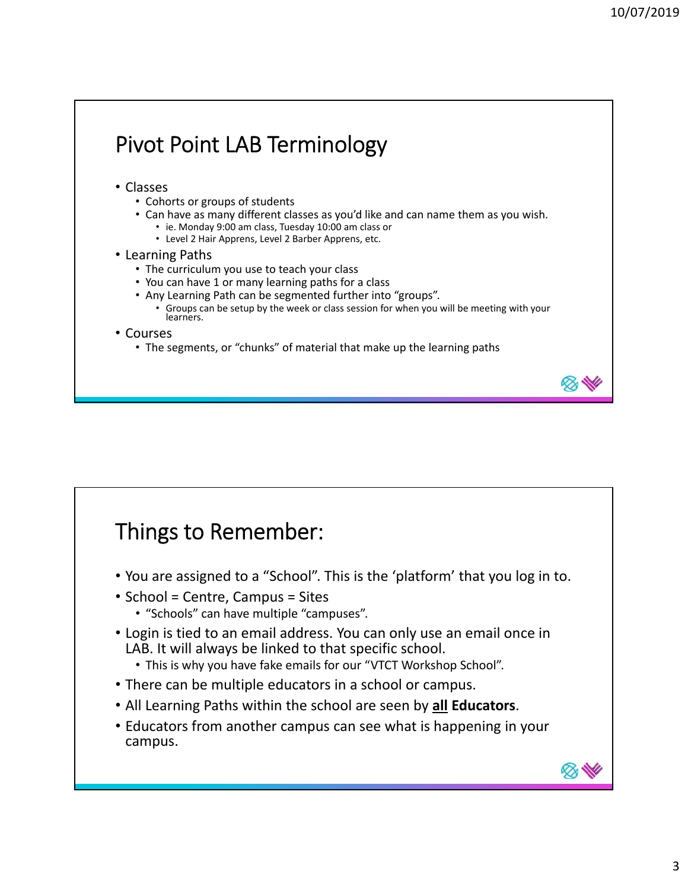## Pivot Point LAB Terminology

- Classes
  - Cohorts or groups of students
  - Can have as many different classes as you'd like and can name them as you wish.
    - ie. Monday 9:00 am class, Tuesday 10:00 am class or
    - Level 2 Hair Apprens, Level 2 Barber Apprens, etc.
- Learning Paths
  - The curriculum you use to teach your class
  - You can have 1 or many learning paths for a class
  - Any Learning Path can be segmented further into "groups".
    - Groups can be setup by the week or class session for when you will be meeting with your learners.
- Courses
  - The segments, or "chunks" of material that make up the learning paths

## Things to Remember:

- You are assigned to a "School". This is the 'platform' that you log in to.
- School = Centre, Campus = Sites
  - "Schools" can have multiple "campuses".
- Login is tied to an email address. You can only use an email once in LAB. It will always be linked to that specific school.
  - This is why you have fake emails for our "VTCT Workshop School".
- There can be multiple educators in a school or campus.
- All Learning Paths within the school are seen by **all Educators**.
- Educators from another campus can see what is happening in your campus.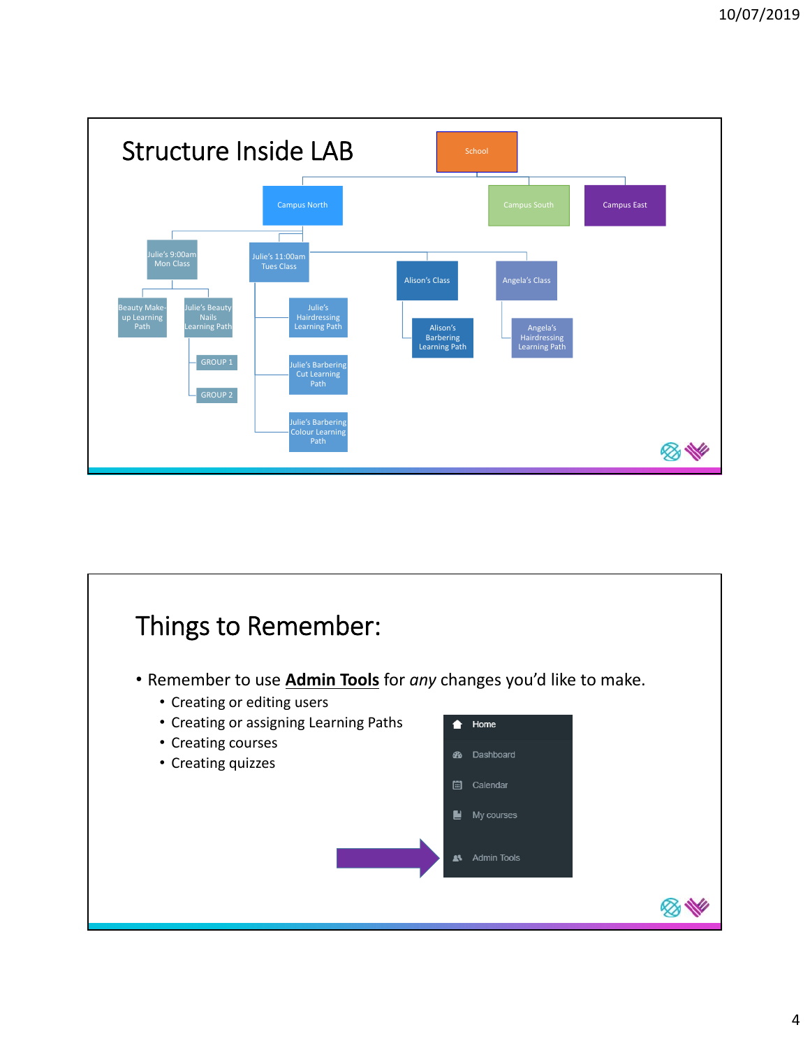# Structure Inside LAB

School

Campus North

Campus South

Campus East

Julie's 9:00am Mon Class

Julie's 11:00am Tues Class

Alison's Class

Angela's Class

Beauty Make-up Learning Path

Julie's Beauty Nails Learning Path

GROUP 1

GROUP 2

Julie's Hairdressing Learning Path

Julie's Barbering Cut Learning Path

Julie's Barbering Colour Learning Path

Alison's Barbering Learning Path

Angela's Hairdressing Learning Path

# Things to Remember:

- Remember to use **Admin Tools** for *any* changes you'd like to make.
  - Creating or editing users
  - Creating or assigning Learning Paths
  - Creating courses
  - Creating quizzes

Home

Dashboard

Calendar

My courses

Admin Tools